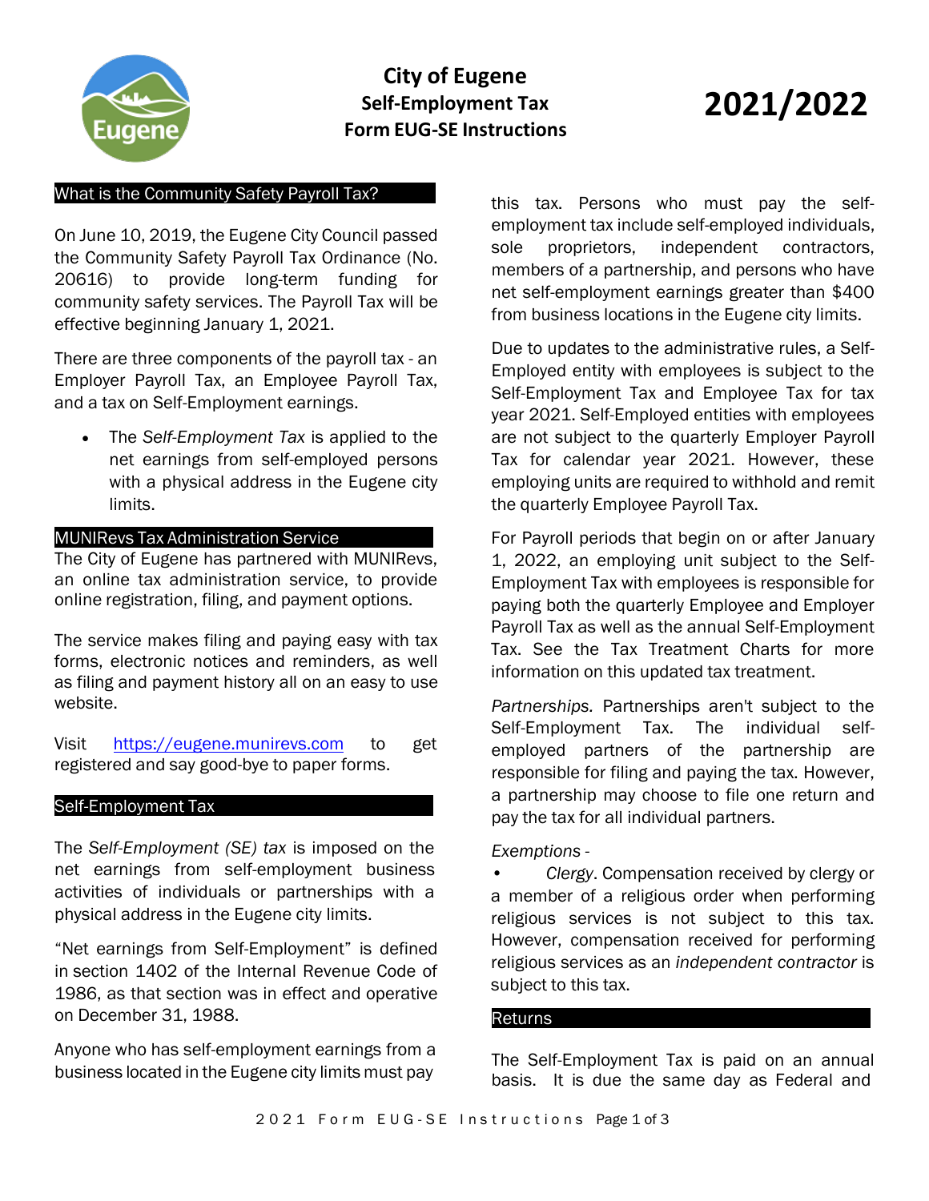# City of Eugene
## Self-Employment Tax
## Form EUG-SE Instructions

# 2021/2022

## What is the Community Safety Payroll Tax?

On June 10, 2019, the Eugene City Council passed the Community Safety Payroll Tax Ordinance (No. 20616) to provide long-term funding for community safety services. The Payroll Tax will be effective beginning January 1, 2021.

There are three components of the payroll tax - an Employer Payroll Tax, an Employee Payroll Tax, and a tax on Self-Employment earnings.

- The *Self-Employment Tax* is applied to the net earnings from self-employed persons with a physical address in the Eugene city limits.

## MUNIRevs Tax Administration Service

The City of Eugene has partnered with MUNIRevs, an online tax administration service, to provide online registration, filing, and payment options.

The service makes filing and paying easy with tax forms, electronic notices and reminders, as well as filing and payment history all on an easy to use website.

Visit https://eugene.munirevs.com to get registered and say good-bye to paper forms.

## Self-Employment Tax

The *Self-Employment (SE) tax* is imposed on the net earnings from self-employment business activities of individuals or partnerships with a physical address in the Eugene city limits.

"Net earnings from Self-Employment" is defined in section 1402 of the Internal Revenue Code of 1986, as that section was in effect and operative on December 31, 1988.

Anyone who has self-employment earnings from a business located in the Eugene city limits must pay this tax. Persons who must pay the self-employment tax include self-employed individuals, sole proprietors, independent contractors, members of a partnership, and persons who have net self-employment earnings greater than $400 from business locations in the Eugene city limits.

Due to updates to the administrative rules, a Self-Employed entity with employees is subject to the Self-Employment Tax and Employee Tax for tax year 2021. Self-Employed entities with employees are not subject to the quarterly Employer Payroll Tax for calendar year 2021. However, these employing units are required to withhold and remit the quarterly Employee Payroll Tax.

For Payroll periods that begin on or after January 1, 2022, an employing unit subject to the Self-Employment Tax with employees is responsible for paying both the quarterly Employee and Employer Payroll Tax as well as the annual Self-Employment Tax. See the Tax Treatment Charts for more information on this updated tax treatment.

*Partnerships.* Partnerships aren't subject to the Self-Employment Tax. The individual self-employed partners of the partnership are responsible for filing and paying the tax. However, a partnership may choose to file one return and pay the tax for all individual partners.

*Exemptions -*

- *Clergy*. Compensation received by clergy or a member of a religious order when performing religious services is not subject to this tax. However, compensation received for performing religious services as an *independent contractor* is subject to this tax.

## Returns

The Self-Employment Tax is paid on an annual basis. It is due the same day as Federal and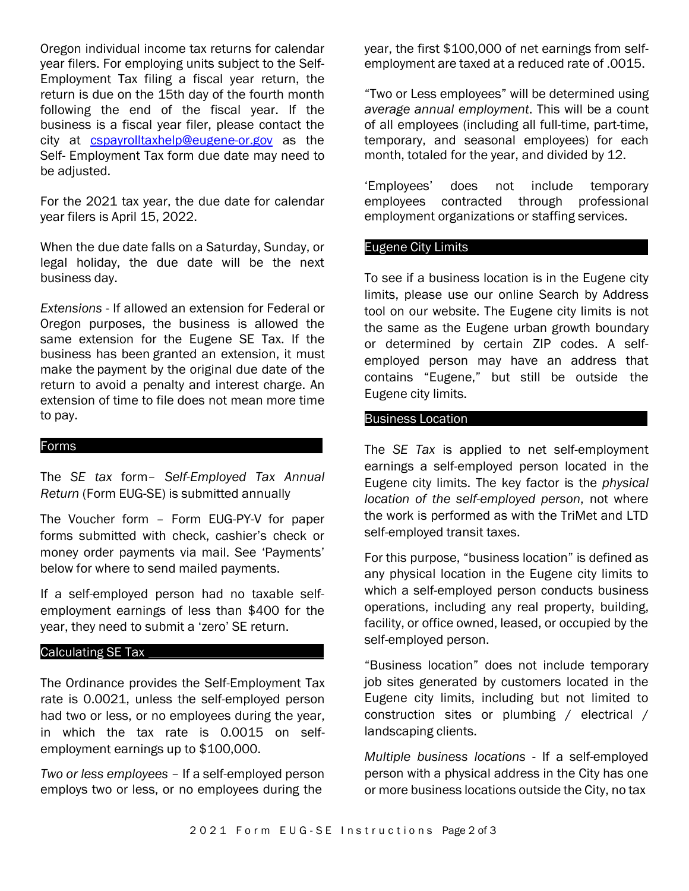Oregon individual income tax returns for calendar year filers. For employing units subject to the Self-Employment Tax filing a fiscal year return, the return is due on the 15th day of the fourth month following the end of the fiscal year. If the business is a fiscal year filer, please contact the city at cspayrolltaxhelp@eugene-or.gov as the Self- Employment Tax form due date may need to be adjusted.

For the 2021 tax year, the due date for calendar year filers is April 15, 2022.

When the due date falls on a Saturday, Sunday, or legal holiday, the due date will be the next business day.

*Extensions* - If allowed an extension for Federal or Oregon purposes, the business is allowed the same extension for the Eugene SE Tax. If the business has been granted an extension, it must make the payment by the original due date of the return to avoid a penalty and interest charge. An extension of time to file does not mean more time to pay.

## Forms

The *SE tax* form– *Self-Employed Tax Annual Return* (Form EUG-SE) is submitted annually

The Voucher form – Form EUG-PY-V for paper forms submitted with check, cashier's check or money order payments via mail. See 'Payments' below for where to send mailed payments.

If a self-employed person had no taxable self-employment earnings of less than $400 for the year, they need to submit a 'zero' SE return.

## Calculating SE Tax

The Ordinance provides the Self-Employment Tax rate is 0.0021, unless the self-employed person had two or less, or no employees during the year, in which the tax rate is 0.0015 on self-employment earnings up to $100,000.

*Two or less employees* – If a self-employed person employs two or less, or no employees during the year, the first $100,000 of net earnings from self-employment are taxed at a reduced rate of .0015.

"Two or Less employees" will be determined using *average annual employment*. This will be a count of all employees (including all full-time, part-time, temporary, and seasonal employees) for each month, totaled for the year, and divided by 12.

'Employees' does not include temporary employees contracted through professional employment organizations or staffing services.

## Eugene City Limits

To see if a business location is in the Eugene city limits, please use our online Search by Address tool on our website. The Eugene city limits is not the same as the Eugene urban growth boundary or determined by certain ZIP codes. A self-employed person may have an address that contains "Eugene," but still be outside the Eugene city limits.

## Business Location

The *SE Tax* is applied to net self-employment earnings a self-employed person located in the Eugene city limits. The key factor is the *physical location of the self-employed person*, not where the work is performed as with the TriMet and LTD self-employed transit taxes.

For this purpose, "business location" is defined as any physical location in the Eugene city limits to which a self-employed person conducts business operations, including any real property, building, facility, or office owned, leased, or occupied by the self-employed person.

"Business location" does not include temporary job sites generated by customers located in the Eugene city limits, including but not limited to construction sites or plumbing / electrical / landscaping clients.

*Multiple business locations* - If a self-employed person with a physical address in the City has one or more business locations outside the City, no tax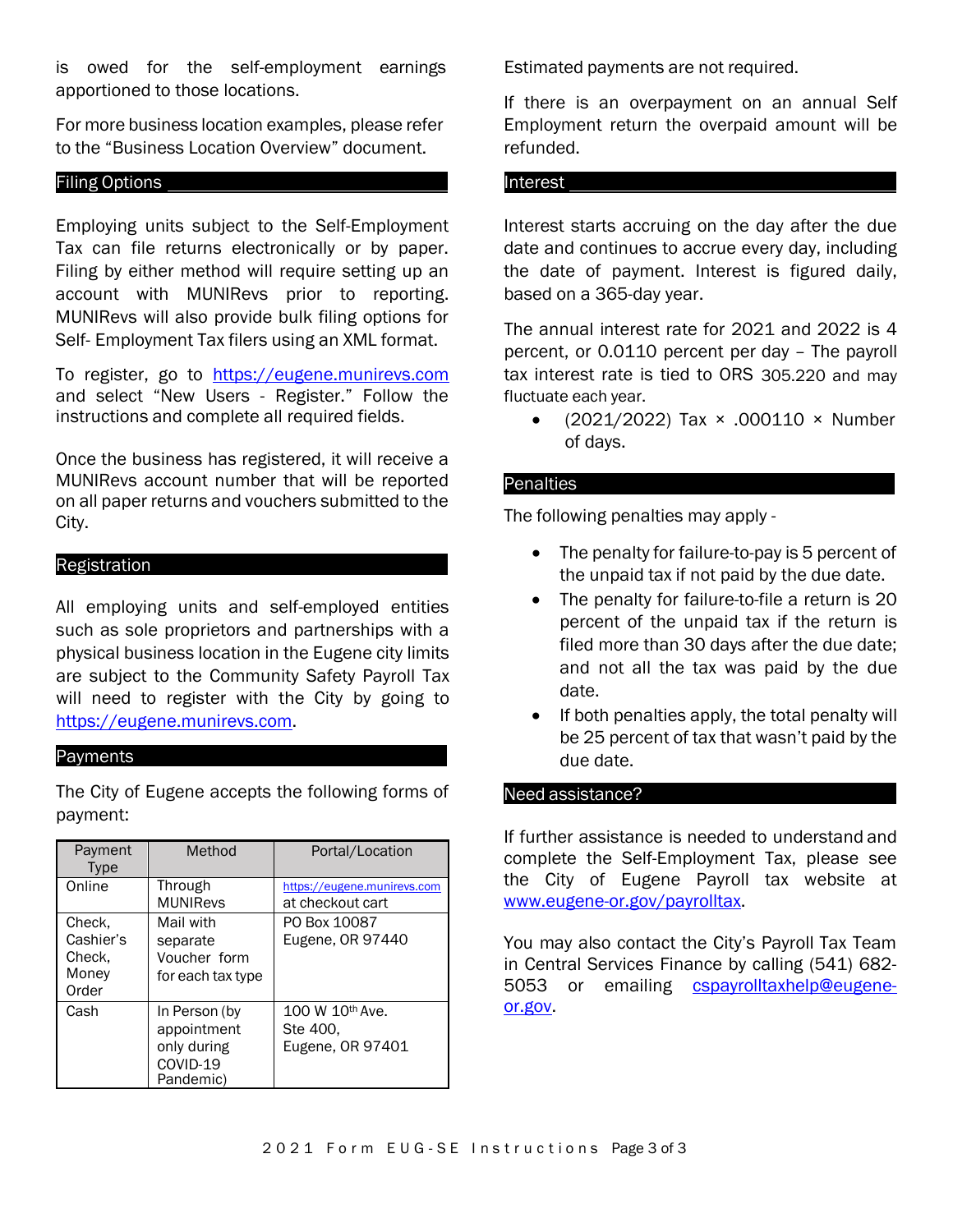is owed for the self-employment earnings apportioned to those locations.

For more business location examples, please refer to the "Business Location Overview" document.

## Filing Options

Employing units subject to the Self-Employment Tax can file returns electronically or by paper. Filing by either method will require setting up an account with MUNIRevs prior to reporting. MUNIRevs will also provide bulk filing options for Self- Employment Tax filers using an XML format.

To register, go to https://eugene.munirevs.com and select "New Users - Register." Follow the instructions and complete all required fields.

Once the business has registered, it will receive a MUNIRevs account number that will be reported on all paper returns and vouchers submitted to the City.

## Registration

All employing units and self-employed entities such as sole proprietors and partnerships with a physical business location in the Eugene city limits are subject to the Community Safety Payroll Tax will need to register with the City by going to https://eugene.munirevs.com.

## Payments

The City of Eugene accepts the following forms of payment:

| Payment Type | Method | Portal/Location |
|---|---|---|
| Online | Through MUNIRevs | https://eugene.munirevs.com at checkout cart |
| Check, Cashier's Check, Money Order | Mail with separate Voucher form for each tax type | PO Box 10087 Eugene, OR 97440 |
| Cash | In Person (by appointment only during COVID-19 Pandemic) | 100 W 10th Ave. Ste 400, Eugene, OR 97401 |

Estimated payments are not required.

If there is an overpayment on an annual Self Employment return the overpaid amount will be refunded.

## Interest

Interest starts accruing on the day after the due date and continues to accrue every day, including the date of payment. Interest is figured daily, based on a 365-day year.

The annual interest rate for 2021 and 2022 is 4 percent, or 0.0110 percent per day – The payroll tax interest rate is tied to ORS 305.220 and may fluctuate each year.

- (2021/2022) Tax × .000110 × Number of days.

## Penalties

The following penalties may apply -

- The penalty for failure-to-pay is 5 percent of the unpaid tax if not paid by the due date.
- The penalty for failure-to-file a return is 20 percent of the unpaid tax if the return is filed more than 30 days after the due date; and not all the tax was paid by the due date.
- If both penalties apply, the total penalty will be 25 percent of tax that wasn't paid by the due date.

## Need assistance?

If further assistance is needed to understand and complete the Self-Employment Tax, please see the City of Eugene Payroll tax website at www.eugene-or.gov/payrolltax.

You may also contact the City's Payroll Tax Team in Central Services Finance by calling (541) 682-5053 or emailing cspayrolltaxhelp@eugene-or.gov.